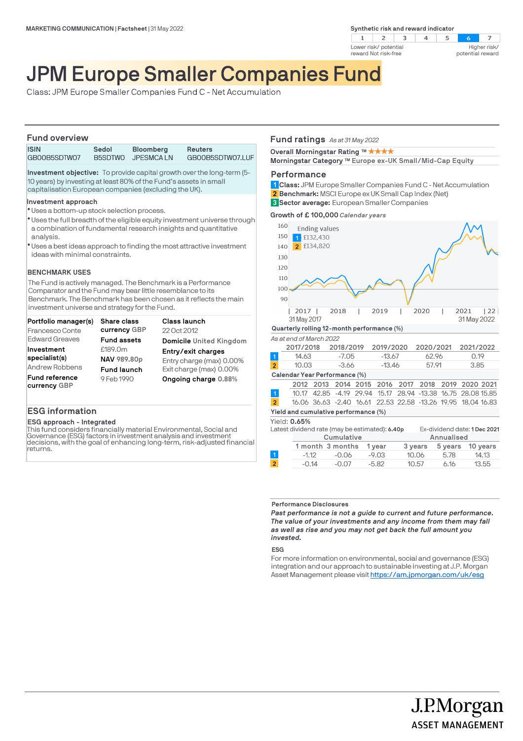MARKETING COMMUNICATION | Factsheet | 31 May 2022

**Synthetic risk and reward indicator**

| 1 | 2 | 3 | 4 | 5 | 6 | 7 |
|---|---|---|---|---|---|---|

Lower risk/ potential reward Not risk-free — Higher risk/ potential reward

# JPM Europe Smaller Companies Fund

Class: JPM Europe Smaller Companies Fund C - Net Accumulation

## Fund overview

| ISIN | Sedol | Bloomberg | Reuters |
|---|---|---|---|
| GB00B5SDTW07 | B5SDTW0 | JPESMCA LN | GB00B5SDTW07.LUF |

**Investment objective:** To provide capital growth over the long-term (5-10 years) by investing at least 80% of the Fund's assets in small capitalisation European companies (excluding the UK).

**Investment approach**

- Uses a bottom-up stock selection process.
- Uses the full breadth of the eligible equity investment universe through a combination of fundamental research insights and quantitative analysis.
- Uses a best ideas approach to finding the most attractive investment ideas with minimal constraints.

**BENCHMARK USES**

The Fund is actively managed. The Benchmark is a Performance Comparator and the Fund may bear little resemblance to its Benchmark. The Benchmark has been chosen as it reflects the main investment universe and strategy for the Fund.

**Portfolio manager(s)**
Francesco Conte
Edward Greaves

**Investment specialist(s)**
Andrew Robbens

**Fund reference currency** GBP

**Share class currency** GBP

**Fund assets**
£189.0m

**NAV** 989.80p

**Fund launch**
9 Feb 1990

**Class launch**
22 Oct 2012

**Domicile** United Kingdom

**Entry/exit charges**
Entry charge (max) 0.00%
Exit charge (max) 0.00%

**Ongoing charge** 0.88%

## ESG information

**ESG approach - Integrated**

This fund considers financially material Environmental, Social and Governance (ESG) factors in investment analysis and investment decisions, with the goal of enhancing long-term, risk-adjusted financial returns.

## Fund ratings *As at 31 May 2022*

**Overall Morningstar Rating ™** ★★★★

**Morningstar Category ™** Europe ex-UK Small/Mid-Cap Equity

## Performance

1 **Class:** JPM Europe Smaller Companies Fund C - Net Accumulation
2 **Benchmark:** MSCI Europe ex UK Small Cap Index (Net)
3 **Sector average:** European Smaller Companies

**Growth of £ 100,000** *Calendar years*

Ending values
1 £132,430
2 £134,820

31 May 2017 — 31 May 2022

**Quarterly rolling 12-month performance (%)**

*As at end of March 2022*

| | 2017/2018 | 2018/2019 | 2019/2020 | 2020/2021 | 2021/2022 |
|---|---|---|---|---|---|
| 1 | 14.63 | -7.05 | -13.67 | 62.96 | 0.19 |
| 2 | 10.03 | -3.66 | -13.46 | 57.91 | 3.85 |

**Calendar Year Performance (%)**

| | 2012 | 2013 | 2014 | 2015 | 2016 | 2017 | 2018 | 2019 | 2020 | 2021 |
|---|---|---|---|---|---|---|---|---|---|---|
| 1 | 10.17 | 42.85 | -4.19 | 29.94 | 15.17 | 28.94 | -13.38 | 16.75 | 28.08 | 15.85 |
| 2 | 16.06 | 36.63 | -2.40 | 16.61 | 22.53 | 22.58 | -13.26 | 19.95 | 18.04 | 16.83 |

**Yield and cumulative performance (%)**

Yield: **0.65%**

Latest dividend rate (may be estimated): **6.40p** Ex-dividend date: **1 Dec 2021**

| | Cumulative | | | Annualised | | |
|---|---|---|---|---|---|---|
| | 1 month | 3 months | 1 year | 3 years | 5 years | 10 years |
| 1 | -1.12 | -0.06 | -9.03 | 10.06 | 5.78 | 14.13 |
| 2 | -0.14 | -0.07 | -5.82 | 10.57 | 6.16 | 13.55 |

**Performance Disclosures**

***Past performance is not a guide to current and future performance. The value of your investments and any income from them may fall as well as rise and you may not get back the full amount you invested.***

**ESG**

For more information on environmental, social and governance (ESG) integration and our approach to sustainable investing at J.P. Morgan Asset Management please visit https://am.jpmorgan.com/uk/esg

J.P.Morgan
ASSET MANAGEMENT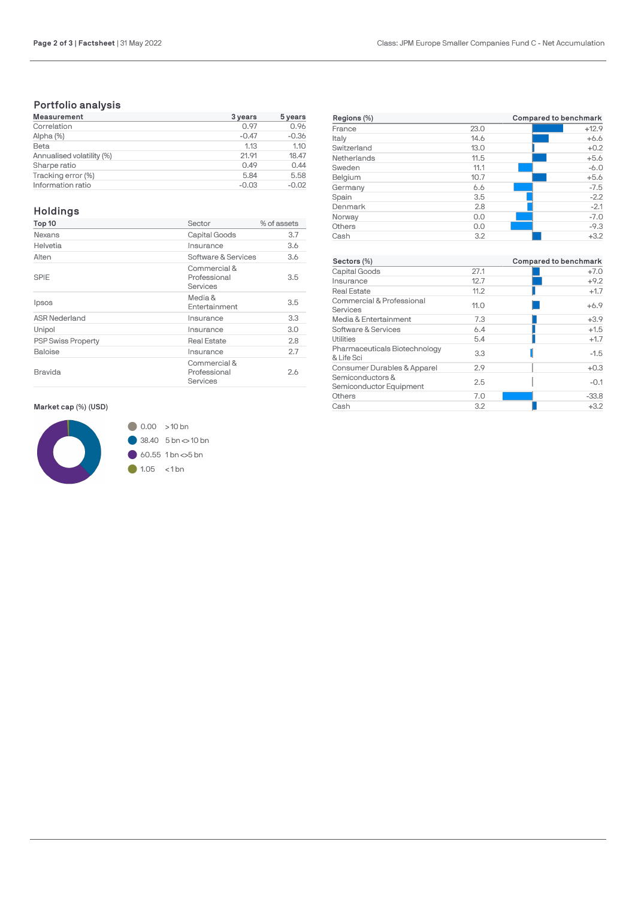## Portfolio analysis

| Measurement | 3 years | 5 years |
|---|---|---|
| Correlation | 0.97 | 0.96 |
| Alpha (%) | -0.47 | -0.36 |
| Beta | 1.13 | 1.10 |
| Annualised volatility (%) | 21.91 | 18.47 |
| Sharpe ratio | 0.49 | 0.44 |
| Tracking error (%) | 5.84 | 5.58 |
| Information ratio | -0.03 | -0.02 |

## Holdings

| Top 10 | Sector | % of assets |
|---|---|---|
| Nexans | Capital Goods | 3.7 |
| Helvetia | Insurance | 3.6 |
| Alten | Software & Services | 3.6 |
| SPIE | Commercial & Professional Services | 3.5 |
| Ipsos | Media & Entertainment | 3.5 |
| ASR Nederland | Insurance | 3.3 |
| Unipol | Insurance | 3.0 |
| PSP Swiss Property | Real Estate | 2.8 |
| Baloise | Insurance | 2.7 |
| Bravida | Commercial & Professional Services | 2.6 |

**Market cap (%) (USD)**

| % | Market cap |
|---|---|
| 0.00 | > 10 bn |
| 38.40 | 5 bn <> 10 bn |
| 60.55 | 1 bn <> 5 bn |
| 1.05 | < 1 bn |

| Regions (%) | | Compared to benchmark |
|---|---|---|
| France | 23.0 | +12.9 |
| Italy | 14.6 | +6.6 |
| Switzerland | 13.0 | +0.2 |
| Netherlands | 11.5 | +5.6 |
| Sweden | 11.1 | -6.0 |
| Belgium | 10.7 | +5.6 |
| Germany | 6.6 | -7.5 |
| Spain | 3.5 | -2.2 |
| Denmark | 2.8 | -2.1 |
| Norway | 0.0 | -7.0 |
| Others | 0.0 | -9.3 |
| Cash | 3.2 | +3.2 |

| Sectors (%) | | Compared to benchmark |
|---|---|---|
| Capital Goods | 27.1 | +7.0 |
| Insurance | 12.7 | +9.2 |
| Real Estate | 11.2 | +1.7 |
| Commercial & Professional Services | 11.0 | +6.9 |
| Media & Entertainment | 7.3 | +3.9 |
| Software & Services | 6.4 | +1.5 |
| Utilities | 5.4 | +1.7 |
| Pharmaceuticals Biotechnology & Life Sci | 3.3 | -1.5 |
| Consumer Durables & Apparel | 2.9 | +0.3 |
| Semiconductors & Semiconductor Equipment | 2.5 | -0.1 |
| Others | 7.0 | -33.8 |
| Cash | 3.2 | +3.2 |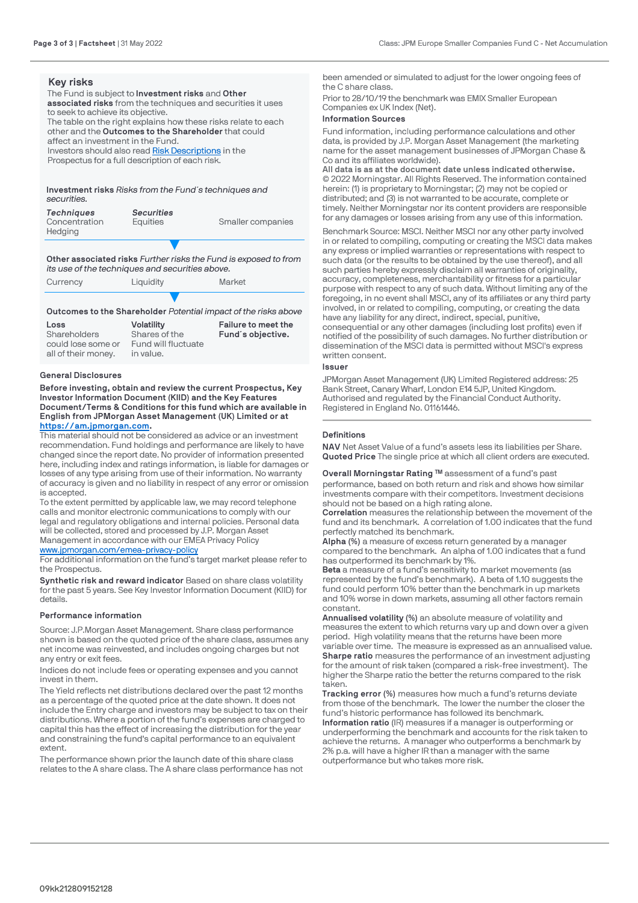## Key risks

The Fund is subject to **Investment risks** and **Other associated risks** from the techniques and securities it uses to seek to achieve its objective.

The table on the right explains how these risks relate to each other and the **Outcomes to the Shareholder** that could affect an investment in the Fund.

Investors should also read Risk Descriptions in the Prospectus for a full description of each risk.

**Investment risks** *Risks from the Fund´s techniques and securities.*

| *Techniques* | *Securities* | |
|---|---|---|
| Concentration | Equities | Smaller companies |
| Hedging | | |

**Other associated risks** *Further risks the Fund is exposed to from its use of the techniques and securities above.*

| | | |
|---|---|---|
| Currency | Liquidity | Market |

**Outcomes to the Shareholder** *Potential impact of the risks above*

| **Loss** | **Volatility** | **Failure to meet the Fund´s objective.** |
|---|---|---|
| Shareholders could lose some or all of their money. | Shares of the Fund will fluctuate in value. | |

### General Disclosures

**Before investing, obtain and review the current Prospectus, Key Investor Information Document (KIID) and the Key Features Document/Terms & Conditions for this fund which are available in English from JPMorgan Asset Management (UK) Limited or at https://am.jpmorgan.com.**

This material should not be considered as advice or an investment recommendation. Fund holdings and performance are likely to have changed since the report date. No provider of information presented here, including index and ratings information, is liable for damages or losses of any type arising from use of their information. No warranty of accuracy is given and no liability in respect of any error or omission is accepted.

To the extent permitted by applicable law, we may record telephone calls and monitor electronic communications to comply with our legal and regulatory obligations and internal policies. Personal data will be collected, stored and processed by J.P. Morgan Asset Management in accordance with our EMEA Privacy Policy www.jpmorgan.com/emea-privacy-policy

For additional information on the fund's target market please refer to the Prospectus.

**Synthetic risk and reward indicator** Based on share class volatility for the past 5 years. See Key Investor Information Document (KIID) for details.

### Performance information

Source: J.P.Morgan Asset Management. Share class performance shown is based on the quoted price of the share class, assumes any net income was reinvested, and includes ongoing charges but not any entry or exit fees.

Indices do not include fees or operating expenses and you cannot invest in them.

The Yield reflects net distributions declared over the past 12 months as a percentage of the quoted price at the date shown. It does not include the Entry charge and investors may be subject to tax on their distributions. Where a portion of the fund's expenses are charged to capital this has the effect of increasing the distribution for the year and constraining the fund's capital performance to an equivalent extent.

The performance shown prior the launch date of this share class relates to the A share class. The A share class performance has not been amended or simulated to adjust for the lower ongoing fees of the C share class.

Prior to 28/10/19 the benchmark was EMIX Smaller European Companies ex UK Index (Net).

### Information Sources

Fund information, including performance calculations and other data, is provided by J.P. Morgan Asset Management (the marketing name for the asset management businesses of JPMorgan Chase & Co and its affiliates worldwide).

**All data is as at the document date unless indicated otherwise.**

© 2022 Morningstar. All Rights Reserved. The information contained herein: (1) is proprietary to Morningstar; (2) may not be copied or distributed; and (3) is not warranted to be accurate, complete or timely. Neither Morningstar nor its content providers are responsible for any damages or losses arising from any use of this information.

Benchmark Source: MSCI. Neither MSCI nor any other party involved in or related to compiling, computing or creating the MSCI data makes any express or implied warranties or representations with respect to such data (or the results to be obtained by the use thereof), and all such parties hereby expressly disclaim all warranties of originality, accuracy, completeness, merchantability or fitness for a particular purpose with respect to any of such data. Without limiting any of the foregoing, in no event shall MSCI, any of its affiliates or any third party involved in or related to compiling, computing, or creating the data have any liability for any direct, indirect, special, punitive, consequential or any other damages (including lost profits) even if notified of the possibility of such damages. No further distribution or dissemination of the MSCI data is permitted without MSCI's express written consent.

### Issuer

JPMorgan Asset Management (UK) Limited Registered address: 25 Bank Street, Canary Wharf, London E14 5JP, United Kingdom. Authorised and regulated by the Financial Conduct Authority. Registered in England No. 01161446.

### Definitions

**NAV** Net Asset Value of a fund's assets less its liabilities per Share.

**Quoted Price** The single price at which all client orders are executed.

**Overall Morningstar Rating ™** assessment of a fund's past performance, based on both return and risk and shows how similar investments compare with their competitors. Investment decisions should not be based on a high rating alone.

**Correlation** measures the relationship between the movement of the fund and its benchmark. A correlation of 1.00 indicates that the fund perfectly matched its benchmark.

**Alpha** (%) a measure of excess return generated by a manager compared to the benchmark. An alpha of 1.00 indicates that a fund has outperformed its benchmark by 1%.

**Beta** a measure of a fund's sensitivity to market movements (as represented by the fund's benchmark). A beta of 1.10 suggests the fund could perform 10% better than the benchmark in up markets and 10% worse in down markets, assuming all other factors remain constant.

**Annualised volatility (%)** an absolute measure of volatility and measures the extent to which returns vary up and down over a given period. High volatility means that the returns have been more variable over time. The measure is expressed as an annualised value.

**Sharpe ratio** measures the performance of an investment adjusting for the amount of risk taken (compared a risk-free investment). The higher the Sharpe ratio the better the returns compared to the risk taken.

**Tracking error** (%) measures how much a fund's returns deviate from those of the benchmark. The lower the number the closer the fund's historic performance has followed its benchmark.

**Information ratio** (IR) measures if a manager is outperforming or underperforming the benchmark and accounts for the risk taken to achieve the returns. A manager who outperforms a benchmark by 2% p.a. will have a higher IR than a manager with the same outperformance but who takes more risk.

09kk212809152128